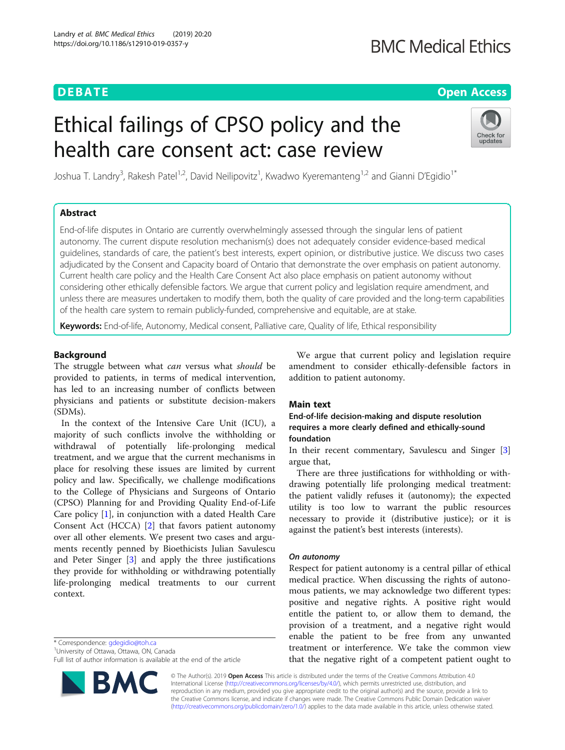DEBATE | Open Access

# Ethical failings of CPSO policy and the health care consent act: case review

Joshua T. Landry[3], Rakesh Patel[1,2], David Neilipovitz[1], Kwadwo Kyeremanteng[1,2] and Gianni D'Egidio[1*]

## Abstract

End-of-life disputes in Ontario are currently overwhelmingly assessed through the singular lens of patient autonomy. The current dispute resolution mechanism(s) does not adequately consider evidence-based medical guidelines, standards of care, the patient's best interests, expert opinion, or distributive justice. We discuss two cases adjudicated by the Consent and Capacity board of Ontario that demonstrate the over emphasis on patient autonomy. Current health care policy and the Health Care Consent Act also place emphasis on patient autonomy without considering other ethically defensible factors. We argue that current policy and legislation require amendment, and unless there are measures undertaken to modify them, both the quality of care provided and the long-term capabilities of the health care system to remain publicly-funded, comprehensive and equitable, are at stake.

**Keywords:** End-of-life, Autonomy, Medical consent, Palliative care, Quality of life, Ethical responsibility

## Background

The struggle between what *can* versus what *should* be provided to patients, in terms of medical intervention, has led to an increasing number of conflicts between physicians and patients or substitute decision-makers (SDMs).

In the context of the Intensive Care Unit (ICU), a majority of such conflicts involve the withholding or withdrawal of potentially life-prolonging medical treatment, and we argue that the current mechanisms in place for resolving these issues are limited by current policy and law. Specifically, we challenge modifications to the College of Physicians and Surgeons of Ontario (CPSO) Planning for and Providing Quality End-of-Life Care policy [1], in conjunction with a dated Health Care Consent Act (HCCA) [2] that favors patient autonomy over all other elements. We present two cases and arguments recently penned by Bioethicists Julian Savulescu and Peter Singer [3] and apply the three justifications they provide for withholding or withdrawing potentially life-prolonging medical treatments to our current context.

We argue that current policy and legislation require amendment to consider ethically-defensible factors in addition to patient autonomy.

## Main text

### End-of-life decision-making and dispute resolution requires a more clearly defined and ethically-sound foundation

In their recent commentary, Savulescu and Singer [3] argue that,

There are three justifications for withholding or withdrawing potentially life prolonging medical treatment: the patient validly refuses it (autonomy); the expected utility is too low to warrant the public resources necessary to provide it (distributive justice); or it is against the patient's best interests (interests).

#### *On autonomy*

Respect for patient autonomy is a central pillar of ethical medical practice. When discussing the rights of autonomous patients, we may acknowledge two different types: positive and negative rights. A positive right would entitle the patient to, or allow them to demand, the provision of a treatment, and a negative right would enable the patient to be free from any unwanted treatment or interference. We take the common view that the negative right of a competent patient ought to

\* Correspondence: gdegidio@toh.ca
[1]University of Ottawa, Ottawa, ON, Canada
Full list of author information is available at the end of the article

© The Author(s). 2019 **Open Access** This article is distributed under the terms of the Creative Commons Attribution 4.0 International License (http://creativecommons.org/licenses/by/4.0/), which permits unrestricted use, distribution, and reproduction in any medium, provided you give appropriate credit to the original author(s) and the source, provide a link to the Creative Commons license, and indicate if changes were made. The Creative Commons Public Domain Dedication waiver (http://creativecommons.org/publicdomain/zero/1.0/) applies to the data made available in this article, unless otherwise stated.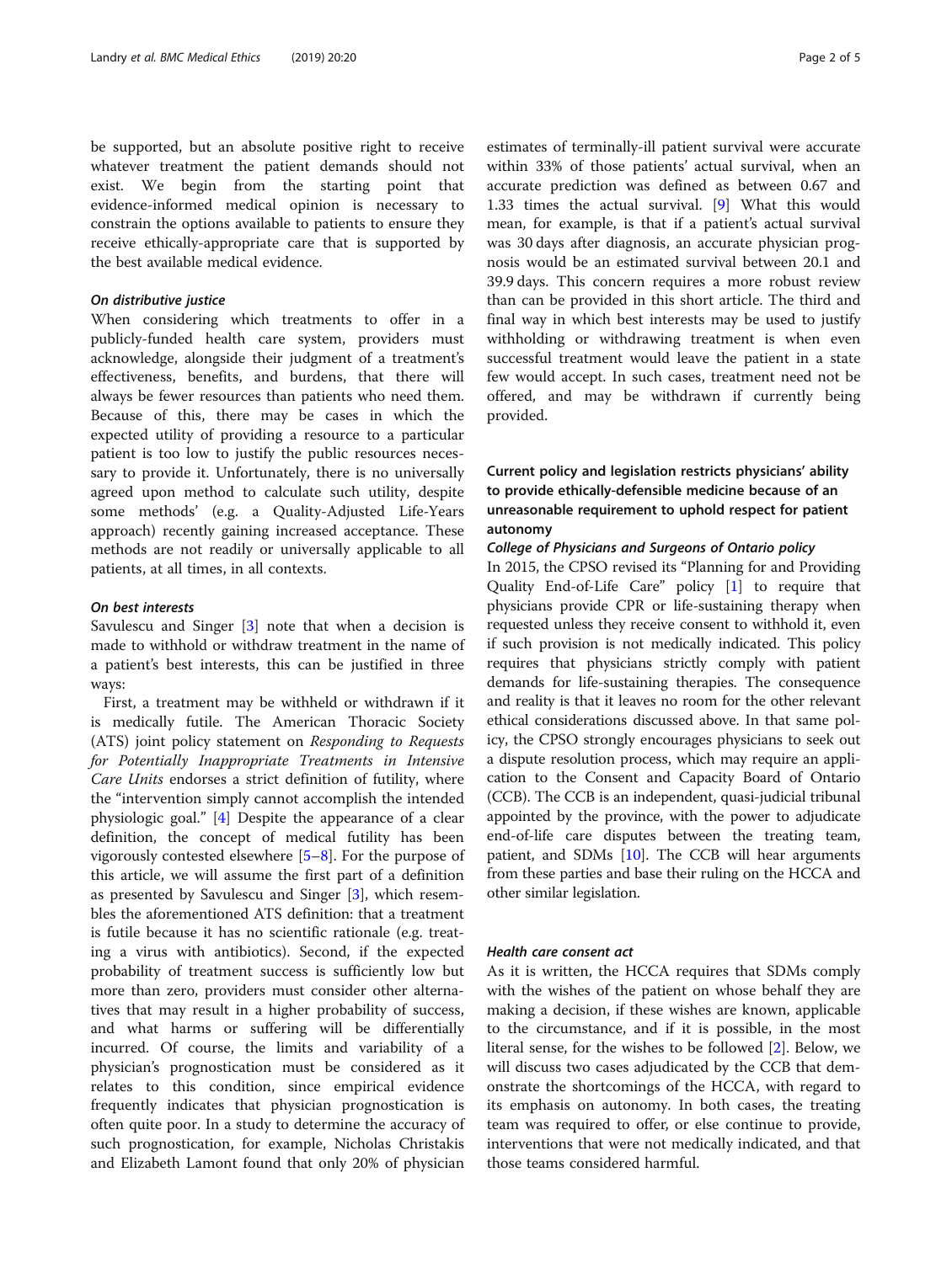be supported, but an absolute positive right to receive whatever treatment the patient demands should not exist. We begin from the starting point that evidence-informed medical opinion is necessary to constrain the options available to patients to ensure they receive ethically-appropriate care that is supported by the best available medical evidence.

### *On distributive justice*

When considering which treatments to offer in a publicly-funded health care system, providers must acknowledge, alongside their judgment of a treatment's effectiveness, benefits, and burdens, that there will always be fewer resources than patients who need them. Because of this, there may be cases in which the expected utility of providing a resource to a particular patient is too low to justify the public resources necessary to provide it. Unfortunately, there is no universally agreed upon method to calculate such utility, despite some methods' (e.g. a Quality-Adjusted Life-Years approach) recently gaining increased acceptance. These methods are not readily or universally applicable to all patients, at all times, in all contexts.

### *On best interests*

Savulescu and Singer [3] note that when a decision is made to withhold or withdraw treatment in the name of a patient's best interests, this can be justified in three ways:

First, a treatment may be withheld or withdrawn if it is medically futile. The American Thoracic Society (ATS) joint policy statement on *Responding to Requests for Potentially Inappropriate Treatments in Intensive Care Units* endorses a strict definition of futility, where the "intervention simply cannot accomplish the intended physiologic goal." [4] Despite the appearance of a clear definition, the concept of medical futility has been vigorously contested elsewhere [5–8]. For the purpose of this article, we will assume the first part of a definition as presented by Savulescu and Singer [3], which resembles the aforementioned ATS definition: that a treatment is futile because it has no scientific rationale (e.g. treating a virus with antibiotics). Second, if the expected probability of treatment success is sufficiently low but more than zero, providers must consider other alternatives that may result in a higher probability of success, and what harms or suffering will be differentially incurred. Of course, the limits and variability of a physician's prognostication must be considered as it relates to this condition, since empirical evidence frequently indicates that physician prognostication is often quite poor. In a study to determine the accuracy of such prognostication, for example, Nicholas Christakis and Elizabeth Lamont found that only 20% of physician estimates of terminally-ill patient survival were accurate within 33% of those patients' actual survival, when an accurate prediction was defined as between 0.67 and 1.33 times the actual survival. [9] What this would mean, for example, is that if a patient's actual survival was 30 days after diagnosis, an accurate physician prognosis would be an estimated survival between 20.1 and 39.9 days. This concern requires a more robust review than can be provided in this short article. The third and final way in which best interests may be used to justify withholding or withdrawing treatment is when even successful treatment would leave the patient in a state few would accept. In such cases, treatment need not be offered, and may be withdrawn if currently being provided.

## Current policy and legislation restricts physicians' ability to provide ethically-defensible medicine because of an unreasonable requirement to uphold respect for patient autonomy

### *College of Physicians and Surgeons of Ontario policy*

In 2015, the CPSO revised its "Planning for and Providing Quality End-of-Life Care" policy [1] to require that physicians provide CPR or life-sustaining therapy when requested unless they receive consent to withhold it, even if such provision is not medically indicated. This policy requires that physicians strictly comply with patient demands for life-sustaining therapies. The consequence and reality is that it leaves no room for the other relevant ethical considerations discussed above. In that same policy, the CPSO strongly encourages physicians to seek out a dispute resolution process, which may require an application to the Consent and Capacity Board of Ontario (CCB). The CCB is an independent, quasi-judicial tribunal appointed by the province, with the power to adjudicate end-of-life care disputes between the treating team, patient, and SDMs [10]. The CCB will hear arguments from these parties and base their ruling on the HCCA and other similar legislation.

### *Health care consent act*

As it is written, the HCCA requires that SDMs comply with the wishes of the patient on whose behalf they are making a decision, if these wishes are known, applicable to the circumstance, and if it is possible, in the most literal sense, for the wishes to be followed [2]. Below, we will discuss two cases adjudicated by the CCB that demonstrate the shortcomings of the HCCA, with regard to its emphasis on autonomy. In both cases, the treating team was required to offer, or else continue to provide, interventions that were not medically indicated, and that those teams considered harmful.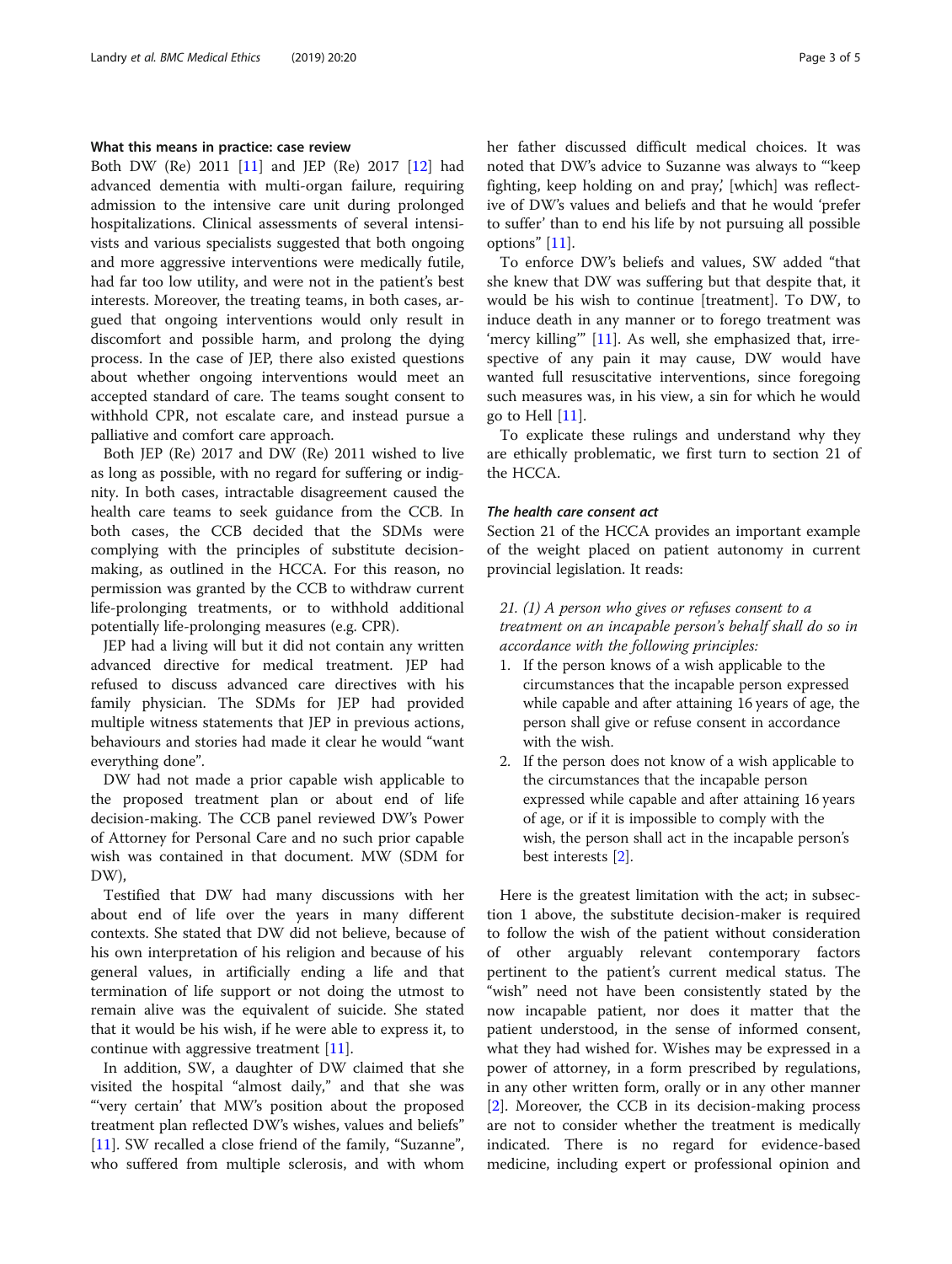### What this means in practice: case review

Both DW (Re) 2011 [11] and JEP (Re) 2017 [12] had advanced dementia with multi-organ failure, requiring admission to the intensive care unit during prolonged hospitalizations. Clinical assessments of several intensivists and various specialists suggested that both ongoing and more aggressive interventions were medically futile, had far too low utility, and were not in the patient's best interests. Moreover, the treating teams, in both cases, argued that ongoing interventions would only result in discomfort and possible harm, and prolong the dying process. In the case of JEP, there also existed questions about whether ongoing interventions would meet an accepted standard of care. The teams sought consent to withhold CPR, not escalate care, and instead pursue a palliative and comfort care approach.

Both JEP (Re) 2017 and DW (Re) 2011 wished to live as long as possible, with no regard for suffering or indignity. In both cases, intractable disagreement caused the health care teams to seek guidance from the CCB. In both cases, the CCB decided that the SDMs were complying with the principles of substitute decision-making, as outlined in the HCCA. For this reason, no permission was granted by the CCB to withdraw current life-prolonging treatments, or to withhold additional potentially life-prolonging measures (e.g. CPR).

JEP had a living will but it did not contain any written advanced directive for medical treatment. JEP had refused to discuss advanced care directives with his family physician. The SDMs for JEP had provided multiple witness statements that JEP in previous actions, behaviours and stories had made it clear he would "want everything done".

DW had not made a prior capable wish applicable to the proposed treatment plan or about end of life decision-making. The CCB panel reviewed DW's Power of Attorney for Personal Care and no such prior capable wish was contained in that document. MW (SDM for DW),

Testified that DW had many discussions with her about end of life over the years in many different contexts. She stated that DW did not believe, because of his own interpretation of his religion and because of his general values, in artificially ending a life and that termination of life support or not doing the utmost to remain alive was the equivalent of suicide. She stated that it would be his wish, if he were able to express it, to continue with aggressive treatment [11].

In addition, SW, a daughter of DW claimed that she visited the hospital "almost daily," and that she was "'very certain' that MW's position about the proposed treatment plan reflected DW's wishes, values and beliefs" [11]. SW recalled a close friend of the family, "Suzanne", who suffered from multiple sclerosis, and with whom her father discussed difficult medical choices. It was noted that DW's advice to Suzanne was always to "'keep fighting, keep holding on and pray,' [which] was reflective of DW's values and beliefs and that he would 'prefer to suffer' than to end his life by not pursuing all possible options" [11].

To enforce DW's beliefs and values, SW added "that she knew that DW was suffering but that despite that, it would be his wish to continue [treatment]. To DW, to induce death in any manner or to forego treatment was 'mercy killing'" [11]. As well, she emphasized that, irrespective of any pain it may cause, DW would have wanted full resuscitative interventions, since foregoing such measures was, in his view, a sin for which he would go to Hell [11].

To explicate these rulings and understand why they are ethically problematic, we first turn to section 21 of the HCCA.

#### *The health care consent act*

Section 21 of the HCCA provides an important example of the weight placed on patient autonomy in current provincial legislation. It reads:

> *21. (1) A person who gives or refuses consent to a treatment on an incapable person's behalf shall do so in accordance with the following principles:*
>
> 1. If the person knows of a wish applicable to the circumstances that the incapable person expressed while capable and after attaining 16 years of age, the person shall give or refuse consent in accordance with the wish.
> 2. If the person does not know of a wish applicable to the circumstances that the incapable person expressed while capable and after attaining 16 years of age, or if it is impossible to comply with the wish, the person shall act in the incapable person's best interests [2].

Here is the greatest limitation with the act; in subsection 1 above, the substitute decision-maker is required to follow the wish of the patient without consideration of other arguably relevant contemporary factors pertinent to the patient's current medical status. The "wish" need not have been consistently stated by the now incapable patient, nor does it matter that the patient understood, in the sense of informed consent, what they had wished for. Wishes may be expressed in a power of attorney, in a form prescribed by regulations, in any other written form, orally or in any other manner [2]. Moreover, the CCB in its decision-making process are not to consider whether the treatment is medically indicated. There is no regard for evidence-based medicine, including expert or professional opinion and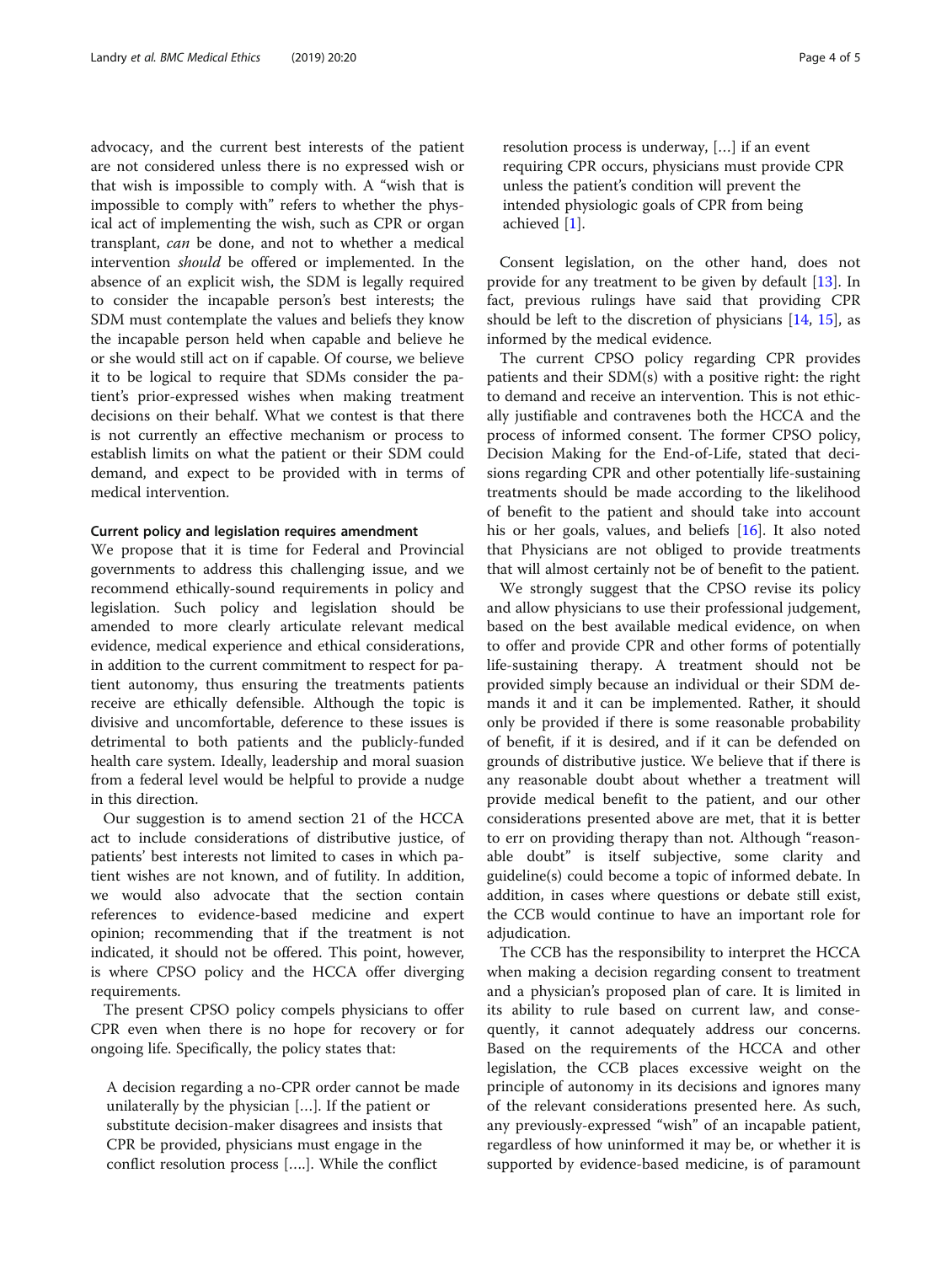advocacy, and the current best interests of the patient are not considered unless there is no expressed wish or that wish is impossible to comply with. A "wish that is impossible to comply with" refers to whether the physical act of implementing the wish, such as CPR or organ transplant, *can* be done, and not to whether a medical intervention *should* be offered or implemented. In the absence of an explicit wish, the SDM is legally required to consider the incapable person's best interests; the SDM must contemplate the values and beliefs they know the incapable person held when capable and believe he or she would still act on if capable. Of course, we believe it to be logical to require that SDMs consider the patient's prior-expressed wishes when making treatment decisions on their behalf. What we contest is that there is not currently an effective mechanism or process to establish limits on what the patient or their SDM could demand, and expect to be provided with in terms of medical intervention.

#### Current policy and legislation requires amendment

We propose that it is time for Federal and Provincial governments to address this challenging issue, and we recommend ethically-sound requirements in policy and legislation. Such policy and legislation should be amended to more clearly articulate relevant medical evidence, medical experience and ethical considerations, in addition to the current commitment to respect for patient autonomy, thus ensuring the treatments patients receive are ethically defensible. Although the topic is divisive and uncomfortable, deference to these issues is detrimental to both patients and the publicly-funded health care system. Ideally, leadership and moral suasion from a federal level would be helpful to provide a nudge in this direction.

Our suggestion is to amend section 21 of the HCCA act to include considerations of distributive justice, of patients' best interests not limited to cases in which patient wishes are not known, and of futility. In addition, we would also advocate that the section contain references to evidence-based medicine and expert opinion; recommending that if the treatment is not indicated, it should not be offered. This point, however, is where CPSO policy and the HCCA offer diverging requirements.

The present CPSO policy compels physicians to offer CPR even when there is no hope for recovery or for ongoing life. Specifically, the policy states that:

> A decision regarding a no-CPR order cannot be made unilaterally by the physician […]. If the patient or substitute decision-maker disagrees and insists that CPR be provided, physicians must engage in the conflict resolution process [….]. While the conflict resolution process is underway, […] if an event requiring CPR occurs, physicians must provide CPR unless the patient's condition will prevent the intended physiologic goals of CPR from being achieved [1].

Consent legislation, on the other hand, does not provide for any treatment to be given by default [13]. In fact, previous rulings have said that providing CPR should be left to the discretion of physicians [14, 15], as informed by the medical evidence.

The current CPSO policy regarding CPR provides patients and their SDM(s) with a positive right: the right to demand and receive an intervention. This is not ethically justifiable and contravenes both the HCCA and the process of informed consent. The former CPSO policy, Decision Making for the End-of-Life, stated that decisions regarding CPR and other potentially life-sustaining treatments should be made according to the likelihood of benefit to the patient and should take into account his or her goals, values, and beliefs [16]. It also noted that Physicians are not obliged to provide treatments that will almost certainly not be of benefit to the patient.

We strongly suggest that the CPSO revise its policy and allow physicians to use their professional judgement, based on the best available medical evidence, on when to offer and provide CPR and other forms of potentially life-sustaining therapy. A treatment should not be provided simply because an individual or their SDM demands it and it can be implemented. Rather, it should only be provided if there is some reasonable probability of benefit, if it is desired, and if it can be defended on grounds of distributive justice. We believe that if there is any reasonable doubt about whether a treatment will provide medical benefit to the patient, and our other considerations presented above are met, that it is better to err on providing therapy than not. Although "reasonable doubt" is itself subjective, some clarity and guideline(s) could become a topic of informed debate. In addition, in cases where questions or debate still exist, the CCB would continue to have an important role for adjudication.

The CCB has the responsibility to interpret the HCCA when making a decision regarding consent to treatment and a physician's proposed plan of care. It is limited in its ability to rule based on current law, and consequently, it cannot adequately address our concerns. Based on the requirements of the HCCA and other legislation, the CCB places excessive weight on the principle of autonomy in its decisions and ignores many of the relevant considerations presented here. As such, any previously-expressed "wish" of an incapable patient, regardless of how uninformed it may be, or whether it is supported by evidence-based medicine, is of paramount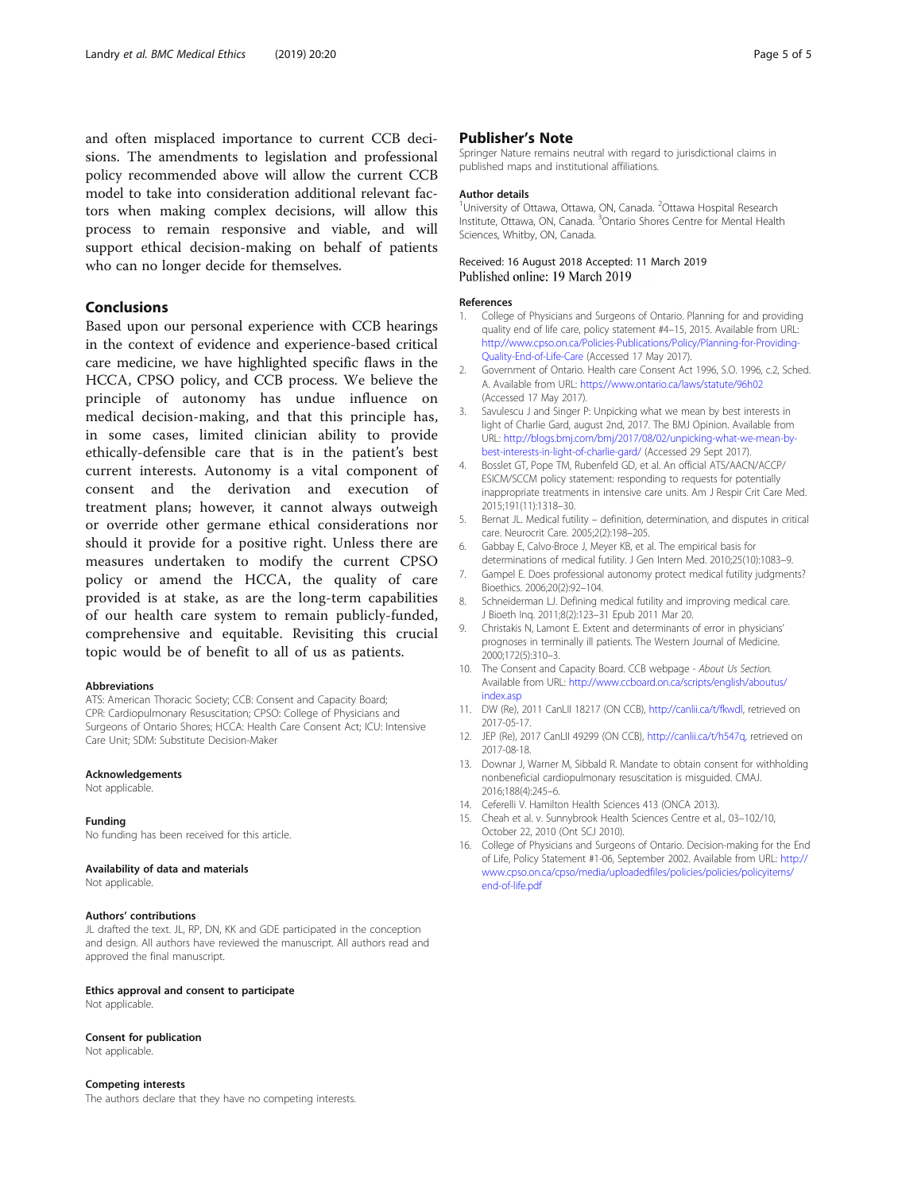and often misplaced importance to current CCB decisions. The amendments to legislation and professional policy recommended above will allow the current CCB model to take into consideration additional relevant factors when making complex decisions, will allow this process to remain responsive and viable, and will support ethical decision-making on behalf of patients who can no longer decide for themselves.

## Conclusions

Based upon our personal experience with CCB hearings in the context of evidence and experience-based critical care medicine, we have highlighted specific flaws in the HCCA, CPSO policy, and CCB process. We believe the principle of autonomy has undue influence on medical decision-making, and that this principle has, in some cases, limited clinician ability to provide ethically-defensible care that is in the patient's best current interests. Autonomy is a vital component of consent and the derivation and execution of treatment plans; however, it cannot always outweigh or override other germane ethical considerations nor should it provide for a positive right. Unless there are measures undertaken to modify the current CPSO policy or amend the HCCA, the quality of care provided is at stake, as are the long-term capabilities of our health care system to remain publicly-funded, comprehensive and equitable. Revisiting this crucial topic would be of benefit to all of us as patients.

#### Abbreviations

ATS: American Thoracic Society; CCB: Consent and Capacity Board; CPR: Cardiopulmonary Resuscitation; CPSO: College of Physicians and Surgeons of Ontario Shores; HCCA: Health Care Consent Act; ICU: Intensive Care Unit; SDM: Substitute Decision-Maker

#### Acknowledgements

Not applicable.

#### Funding

No funding has been received for this article.

#### Availability of data and materials

Not applicable.

#### Authors' contributions

JL drafted the text. JL, RP, DN, KK and GDE participated in the conception and design. All authors have reviewed the manuscript. All authors read and approved the final manuscript.

#### Ethics approval and consent to participate

Not applicable.

#### Consent for publication

Not applicable.

#### Competing interests

The authors declare that they have no competing interests.

## Publisher's Note

Springer Nature remains neutral with regard to jurisdictional claims in published maps and institutional affiliations.

#### Author details

[1]University of Ottawa, Ottawa, ON, Canada. [2]Ottawa Hospital Research Institute, Ottawa, ON, Canada. [3]Ontario Shores Centre for Mental Health Sciences, Whitby, ON, Canada.

Received: 16 August 2018 Accepted: 11 March 2019
Published online: 19 March 2019

#### References

1. College of Physicians and Surgeons of Ontario. Planning for and providing quality end of life care, policy statement #4–15, 2015. Available from URL: http://www.cpso.on.ca/Policies-Publications/Policy/Planning-for-Providing-Quality-End-of-Life-Care (Accessed 17 May 2017).
2. Government of Ontario. Health care Consent Act 1996, S.O. 1996, c.2, Sched. A. Available from URL: https://www.ontario.ca/laws/statute/96h02 (Accessed 17 May 2017).
3. Savulescu J and Singer P: Unpicking what we mean by best interests in light of Charlie Gard, august 2nd, 2017. The BMJ Opinion. Available from URL: http://blogs.bmj.com/bmj/2017/08/02/unpicking-what-we-mean-by-best-interests-in-light-of-charlie-gard/ (Accessed 29 Sept 2017).
4. Bosslet GT, Pope TM, Rubenfeld GD, et al. An official ATS/AACN/ACCP/ESICM/SCCM policy statement: responding to requests for potentially inappropriate treatments in intensive care units. Am J Respir Crit Care Med. 2015;191(11):1318–30.
5. Bernat JL. Medical futility – definition, determination, and disputes in critical care. Neurocrit Care. 2005;2(2):198–205.
6. Gabbay E, Calvo-Broce J, Meyer KB, et al. The empirical basis for determinations of medical futility. J Gen Intern Med. 2010;25(10):1083–9.
7. Gampel E. Does professional autonomy protect medical futility judgments? Bioethics. 2006;20(2):92–104.
8. Schneiderman LJ. Defining medical futility and improving medical care. J Bioeth Inq. 2011;8(2):123–31 Epub 2011 Mar 20.
9. Christakis N, Lamont E. Extent and determinants of error in physicians' prognoses in terminally ill patients. The Western Journal of Medicine. 2000;172(5):310–3.
10. The Consent and Capacity Board. CCB webpage - *About Us Section*. Available from URL: http://www.ccboard.on.ca/scripts/english/aboutus/index.asp
11. DW (Re), 2011 CanLII 18217 (ON CCB), http://canlii.ca/t/fkwdl, retrieved on 2017-05-17.
12. JEP (Re), 2017 CanLII 49299 (ON CCB), http://canlii.ca/t/h547q, retrieved on 2017-08-18.
13. Downar J, Warner M, Sibbald R. Mandate to obtain consent for withholding nonbeneficial cardiopulmonary resuscitation is misguided. CMAJ. 2016;188(4):245–6.
14. Ceferelli V. Hamilton Health Sciences 413 (ONCA 2013).
15. Cheah et al. v. Sunnybrook Health Sciences Centre et al., 03–102/10, October 22, 2010 (Ont SCJ 2010).
16. College of Physicians and Surgeons of Ontario. Decision-making for the End of Life, Policy Statement #1-06, September 2002. Available from URL: http://www.cpso.on.ca/cpso/media/uploadedfiles/policies/policies/policyitems/end-of-life.pdf